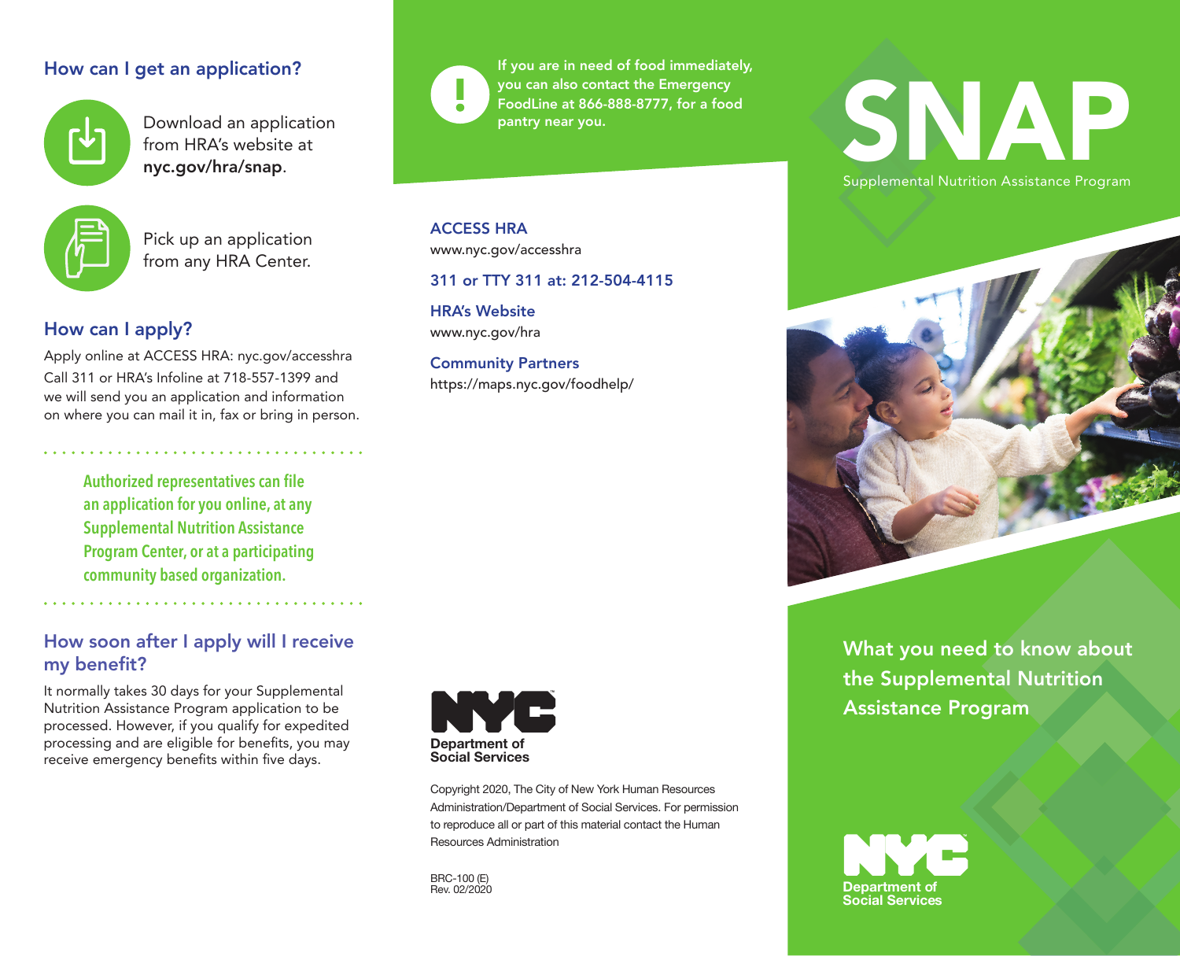## How can I get an application?

Download an application from HRA's website at **nyc.gov/hra/snap**.

Pick up an application from any HRA Center.

## How can I apply?

Apply online at ACCESS HRA: nyc.gov/accesshra

Call 311 or HRA's Infoline at 718-557-1399 and we will send you an application and information on where you can mail it in, fax or bring in person.

**Authorized representatives can file an application for you online, at any Supplemental Nutrition Assistance Program Center, or at a participating community based organization.**

## How soon after I apply will I receive my benefit?

It normally takes 30 days for your Supplemental Nutrition Assistance Program application to be processed. However, if you qualify for expedited processing and are eligible for benefits, you may receive emergency benefits within five days.

**If you are in need of food immediately, you can also contact the Emergency FoodLine at 866-888-8777, for a food pantry near you.**

**ACCESS HRA**
www.nyc.gov/accesshra

**311 or TTY 311 at: 212-504-4115**

**HRA's Website**
www.nyc.gov/hra

**Community Partners**
https://maps.nyc.gov/foodhelp/

NYC Department of Social Services

Copyright 2020, The City of New York Human Resources Administration/Department of Social Services. For permission to reproduce all or part of this material contact the Human Resources Administration

BRC-100 (E)
Rev. 02/2020

# SNAP

Supplemental Nutrition Assistance Program

## What you need to know about the Supplemental Nutrition Assistance Program

NYC Department of Social Services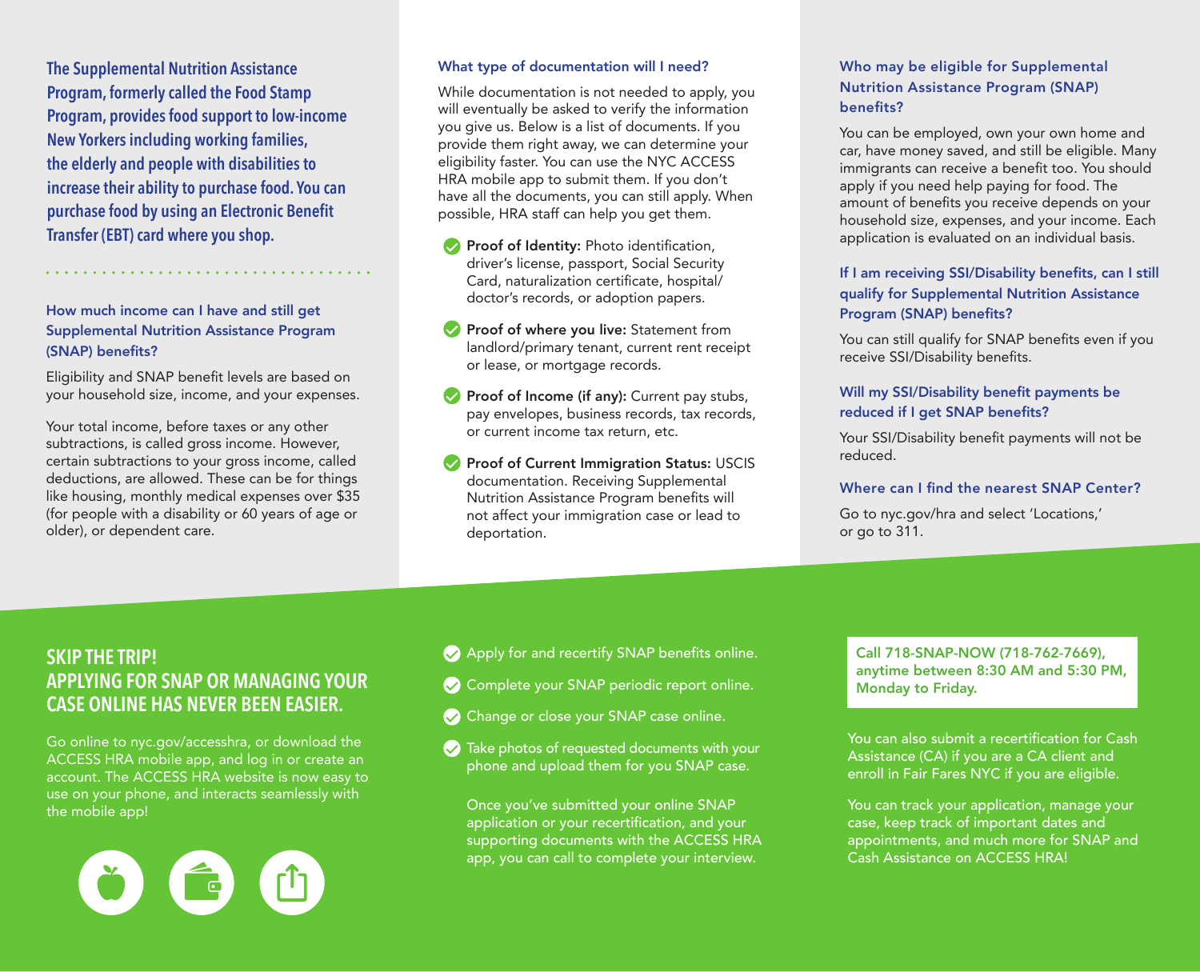**The Supplemental Nutrition Assistance Program, formerly called the Food Stamp Program, provides food support to low-income New Yorkers including working families, the elderly and people with disabilities to increase their ability to purchase food. You can purchase food by using an Electronic Benefit Transfer (EBT) card where you shop.**

### How much income can I have and still get Supplemental Nutrition Assistance Program (SNAP) benefits?

Eligibility and SNAP benefit levels are based on your household size, income, and your expenses.

Your total income, before taxes or any other subtractions, is called gross income. However, certain subtractions to your gross income, called deductions, are allowed. These can be for things like housing, monthly medical expenses over $35 (for people with a disability or 60 years of age or older), or dependent care.

### What type of documentation will I need?

While documentation is not needed to apply, you will eventually be asked to verify the information you give us. Below is a list of documents. If you provide them right away, we can determine your eligibility faster. You can use the NYC ACCESS HRA mobile app to submit them. If you don't have all the documents, you can still apply. When possible, HRA staff can help you get them.

- **Proof of Identity:** Photo identification, driver's license, passport, Social Security Card, naturalization certificate, hospital/doctor's records, or adoption papers.
- **Proof of where you live:** Statement from landlord/primary tenant, current rent receipt or lease, or mortgage records.
- **Proof of Income (if any):** Current pay stubs, pay envelopes, business records, tax records, or current income tax return, etc.
- **Proof of Current Immigration Status:** USCIS documentation. Receiving Supplemental Nutrition Assistance Program benefits will not affect your immigration case or lead to deportation.

### Who may be eligible for Supplemental Nutrition Assistance Program (SNAP) benefits?

You can be employed, own your own home and car, have money saved, and still be eligible. Many immigrants can receive a benefit too. You should apply if you need help paying for food. The amount of benefits you receive depends on your household size, expenses, and your income. Each application is evaluated on an individual basis.

### If I am receiving SSI/Disability benefits, can I still qualify for Supplemental Nutrition Assistance Program (SNAP) benefits?

You can still qualify for SNAP benefits even if you receive SSI/Disability benefits.

### Will my SSI/Disability benefit payments be reduced if I get SNAP benefits?

Your SSI/Disability benefit payments will not be reduced.

### Where can I find the nearest SNAP Center?

Go to nyc.gov/hra and select 'Locations,' or go to 311.

## SKIP THE TRIP! APPLYING FOR SNAP OR MANAGING YOUR CASE ONLINE HAS NEVER BEEN EASIER.

Go online to nyc.gov/accesshra, or download the ACCESS HRA mobile app, and log in or create an account. The ACCESS HRA website is now easy to use on your phone, and interacts seamlessly with the mobile app!

- Apply for and recertify SNAP benefits online.
- Complete your SNAP periodic report online.
- Change or close your SNAP case online.
- Take photos of requested documents with your phone and upload them for you SNAP case.

Once you've submitted your online SNAP application or your recertification, and your supporting documents with the ACCESS HRA app, you can call to complete your interview.

**Call 718-SNAP-NOW (718-762-7669), anytime between 8:30 AM and 5:30 PM, Monday to Friday.**

You can also submit a recertification for Cash Assistance (CA) if you are a CA client and enroll in Fair Fares NYC if you are eligible.

You can track your application, manage your case, keep track of important dates and appointments, and much more for SNAP and Cash Assistance on ACCESS HRA!